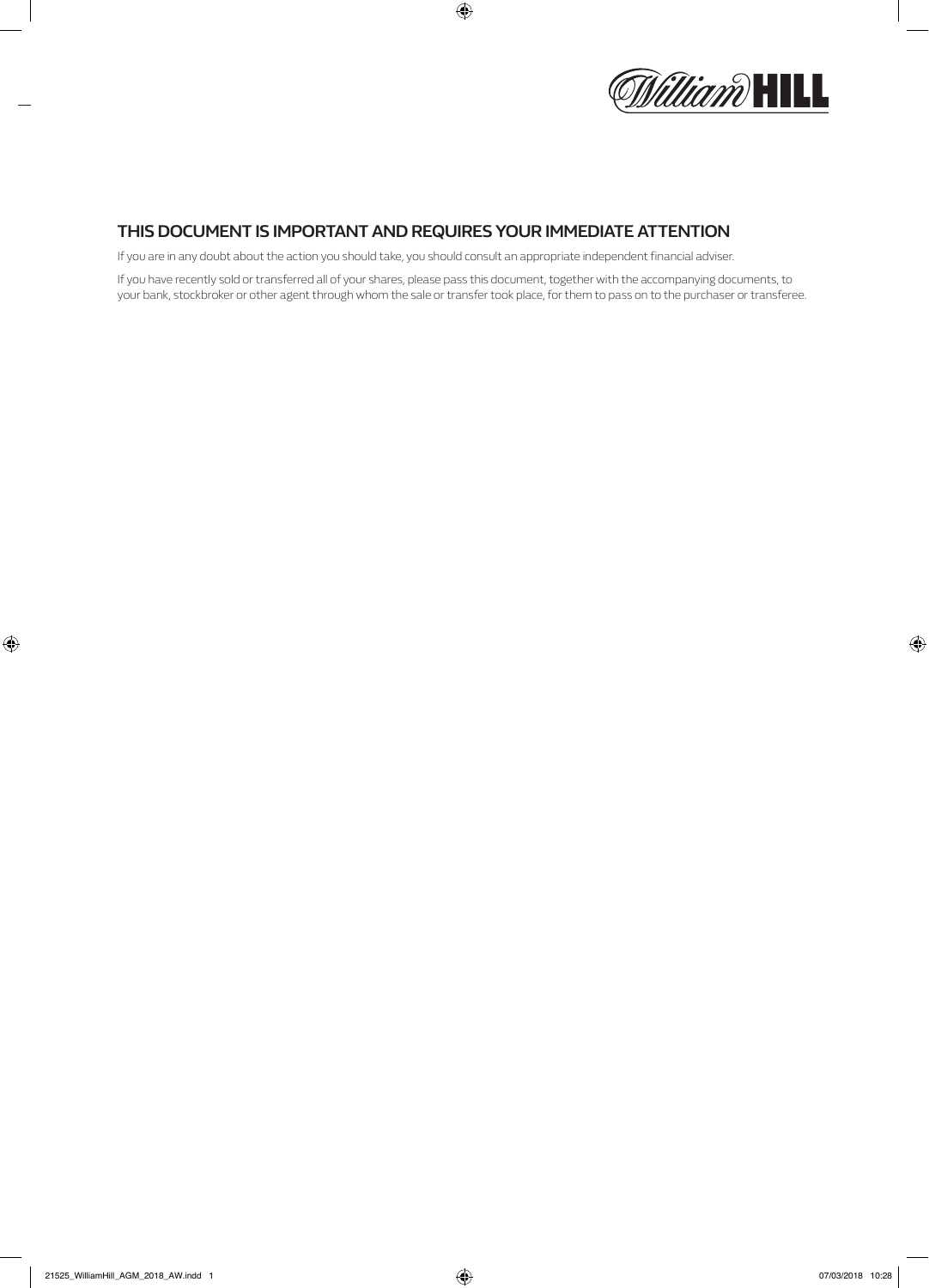# THIS DOCUMENT IS IMPORTANT AND REQUIRES YOUR IMMEDIATE ATTENTION

If you are in any doubt about the action you should take, you should consult an appropriate independent financial adviser.

If you have recently sold or transferred all of your shares, please pass this document, together with the accompanying documents, to your bank, stockbroker or other agent through whom the sale or transfer took place, for them to pass on to the purchaser or transferee.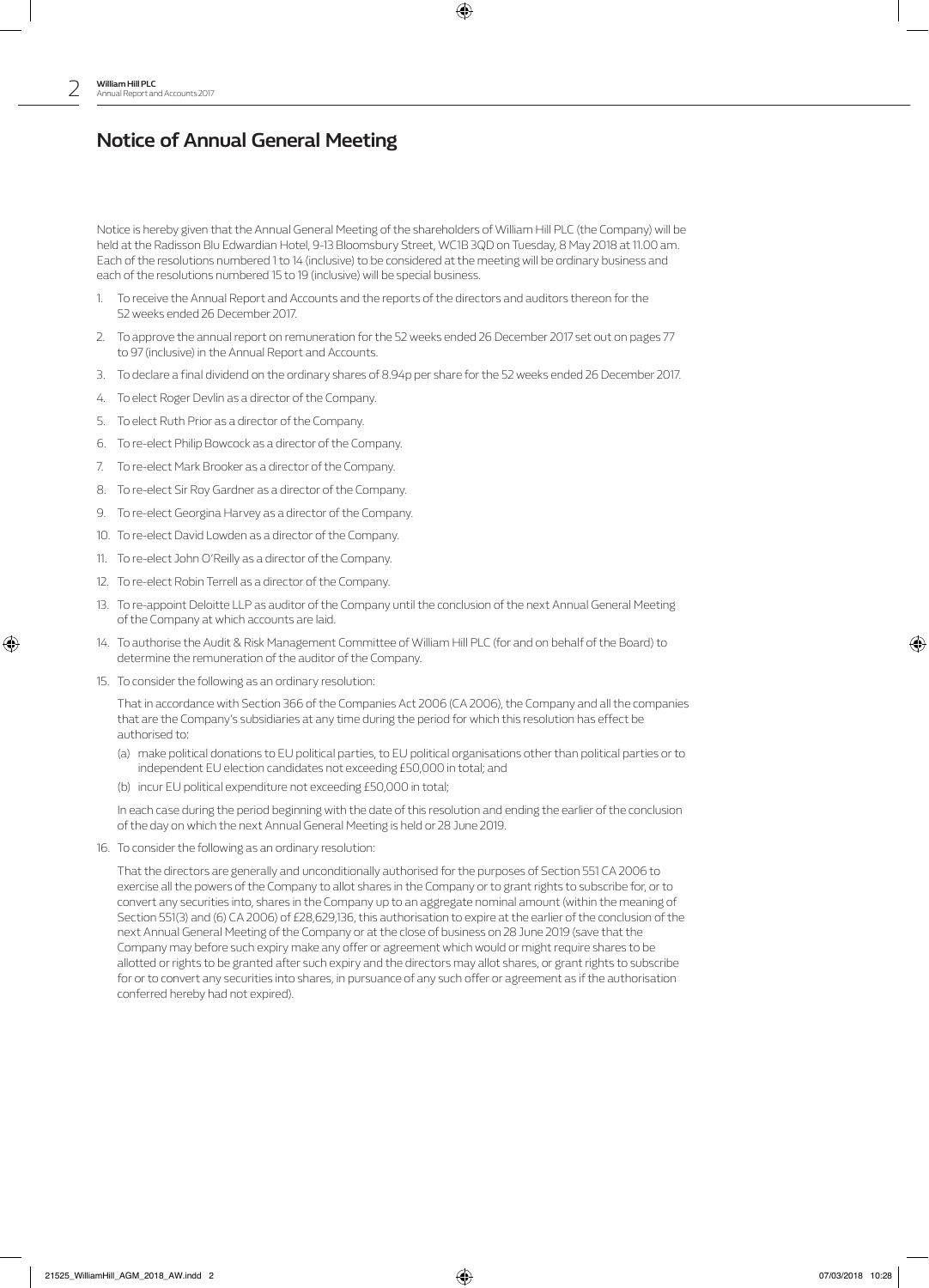# Notice of Annual General Meeting

Notice is hereby given that the Annual General Meeting of the shareholders of William Hill PLC (the Company) will be held at the Radisson Blu Edwardian Hotel, 9-13 Bloomsbury Street, WC1B 3QD on Tuesday, 8 May 2018 at 11.00 am. Each of the resolutions numbered 1 to 14 (inclusive) to be considered at the meeting will be ordinary business and each of the resolutions numbered 15 to 19 (inclusive) will be special business.

1. To receive the Annual Report and Accounts and the reports of the directors and auditors thereon for the 52 weeks ended 26 December 2017.
2. To approve the annual report on remuneration for the 52 weeks ended 26 December 2017 set out on pages 77 to 97 (inclusive) in the Annual Report and Accounts.
3. To declare a final dividend on the ordinary shares of 8.94p per share for the 52 weeks ended 26 December 2017.
4. To elect Roger Devlin as a director of the Company.
5. To elect Ruth Prior as a director of the Company.
6. To re-elect Philip Bowcock as a director of the Company.
7. To re-elect Mark Brooker as a director of the Company.
8. To re-elect Sir Roy Gardner as a director of the Company.
9. To re-elect Georgina Harvey as a director of the Company.
10. To re-elect David Lowden as a director of the Company.
11. To re-elect John O'Reilly as a director of the Company.
12. To re-elect Robin Terrell as a director of the Company.
13. To re-appoint Deloitte LLP as auditor of the Company until the conclusion of the next Annual General Meeting of the Company at which accounts are laid.
14. To authorise the Audit & Risk Management Committee of William Hill PLC (for and on behalf of the Board) to determine the remuneration of the auditor of the Company.
15. To consider the following as an ordinary resolution:

    That in accordance with Section 366 of the Companies Act 2006 (CA 2006), the Company and all the companies that are the Company's subsidiaries at any time during the period for which this resolution has effect be authorised to:

    (a) make political donations to EU political parties, to EU political organisations other than political parties or to independent EU election candidates not exceeding £50,000 in total; and

    (b) incur EU political expenditure not exceeding £50,000 in total;

    In each case during the period beginning with the date of this resolution and ending the earlier of the conclusion of the day on which the next Annual General Meeting is held or 28 June 2019.
16. To consider the following as an ordinary resolution:

    That the directors are generally and unconditionally authorised for the purposes of Section 551 CA 2006 to exercise all the powers of the Company to allot shares in the Company or to grant rights to subscribe for, or to convert any securities into, shares in the Company up to an aggregate nominal amount (within the meaning of Section 551(3) and (6) CA 2006) of £28,629,136, this authorisation to expire at the earlier of the conclusion of the next Annual General Meeting of the Company or at the close of business on 28 June 2019 (save that the Company may before such expiry make any offer or agreement which would or might require shares to be allotted or rights to be granted after such expiry and the directors may allot shares, or grant rights to subscribe for or to convert any securities into shares, in pursuance of any such offer or agreement as if the authorisation conferred hereby had not expired).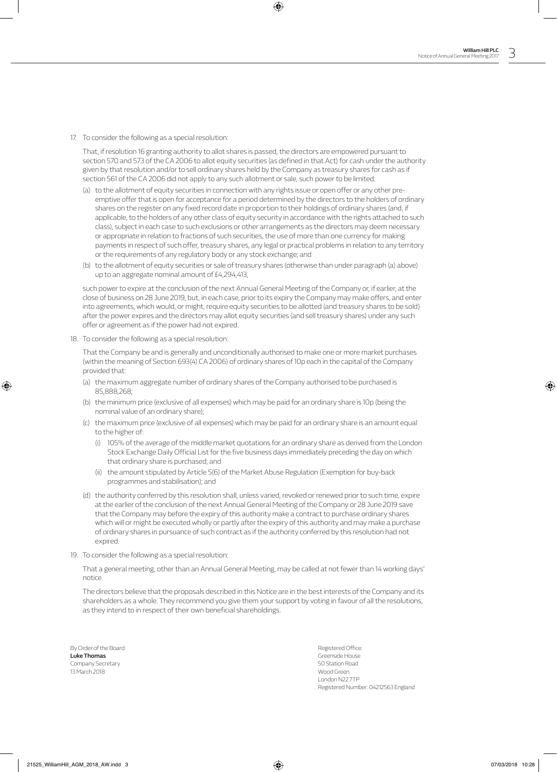17. To consider the following as a special resolution:

    That, if resolution 16 granting authority to allot shares is passed, the directors are empowered pursuant to section 570 and 573 of the CA 2006 to allot equity securities (as defined in that Act) for cash under the authority given by that resolution and/or to sell ordinary shares held by the Company as treasury shares for cash as if section 561 of the CA 2006 did not apply to any such allotment or sale, such power to be limited:

    (a) to the allotment of equity securities in connection with any rights issue or open offer or any other pre-emptive offer that is open for acceptance for a period determined by the directors to the holders of ordinary shares on the register on any fixed record date in proportion to their holdings of ordinary shares (and, if applicable, to the holders of any other class of equity security in accordance with the rights attached to such class), subject in each case to such exclusions or other arrangements as the directors may deem necessary or appropriate in relation to fractions of such securities, the use of more than one currency for making payments in respect of such offer, treasury shares, any legal or practical problems in relation to any territory or the requirements of any regulatory body or any stock exchange; and

    (b) to the allotment of equity securities or sale of treasury shares (otherwise than under paragraph (a) above) up to an aggregate nominal amount of £4,294,413,

    such power to expire at the conclusion of the next Annual General Meeting of the Company or, if earlier, at the close of business on 28 June 2019, but, in each case, prior to its expiry the Company may make offers, and enter into agreements, which would, or might, require equity securities to be allotted (and treasury shares to be sold) after the power expires and the directors may allot equity securities (and sell treasury shares) under any such offer or agreement as if the power had not expired.

18. To consider the following as a special resolution:

    That the Company be and is generally and unconditionally authorised to make one or more market purchases (within the meaning of Section 693(4) CA 2006) of ordinary shares of 10p each in the capital of the Company provided that:

    (a) the maximum aggregate number of ordinary shares of the Company authorised to be purchased is 85,888,268;

    (b) the minimum price (exclusive of all expenses) which may be paid for an ordinary share is 10p (being the nominal value of an ordinary share);

    (c) the maximum price (exclusive of all expenses) which may be paid for an ordinary share is an amount equal to the higher of:

        (i) 105% of the average of the middle market quotations for an ordinary share as derived from the London Stock Exchange Daily Official List for the five business days immediately preceding the day on which that ordinary share is purchased; and

        (ii) the amount stipulated by Article 5(6) of the Market Abuse Regulation (Exemption for buy-back programmes and stabilisation); and

    (d) the authority conferred by this resolution shall, unless varied, revoked or renewed prior to such time, expire at the earlier of the conclusion of the next Annual General Meeting of the Company or 28 June 2019 save that the Company may before the expiry of this authority make a contract to purchase ordinary shares which will or might be executed wholly or partly after the expiry of this authority and may make a purchase of ordinary shares in pursuance of such contract as if the authority conferred by this resolution had not expired.

19. To consider the following as a special resolution:

    That a general meeting, other than an Annual General Meeting, may be called at not fewer than 14 working days' notice.

    The directors believe that the proposals described in this Notice are in the best interests of the Company and its shareholders as a whole. They recommend you give them your support by voting in favour of all the resolutions, as they intend to in respect of their own beneficial shareholdings.

By Order of the Board
**Luke Thomas**
Company Secretary
13 March 2018

Registered Office:
Greenside House
50 Station Road
Wood Green
London N22 7TP
Registered Number: 04212563 England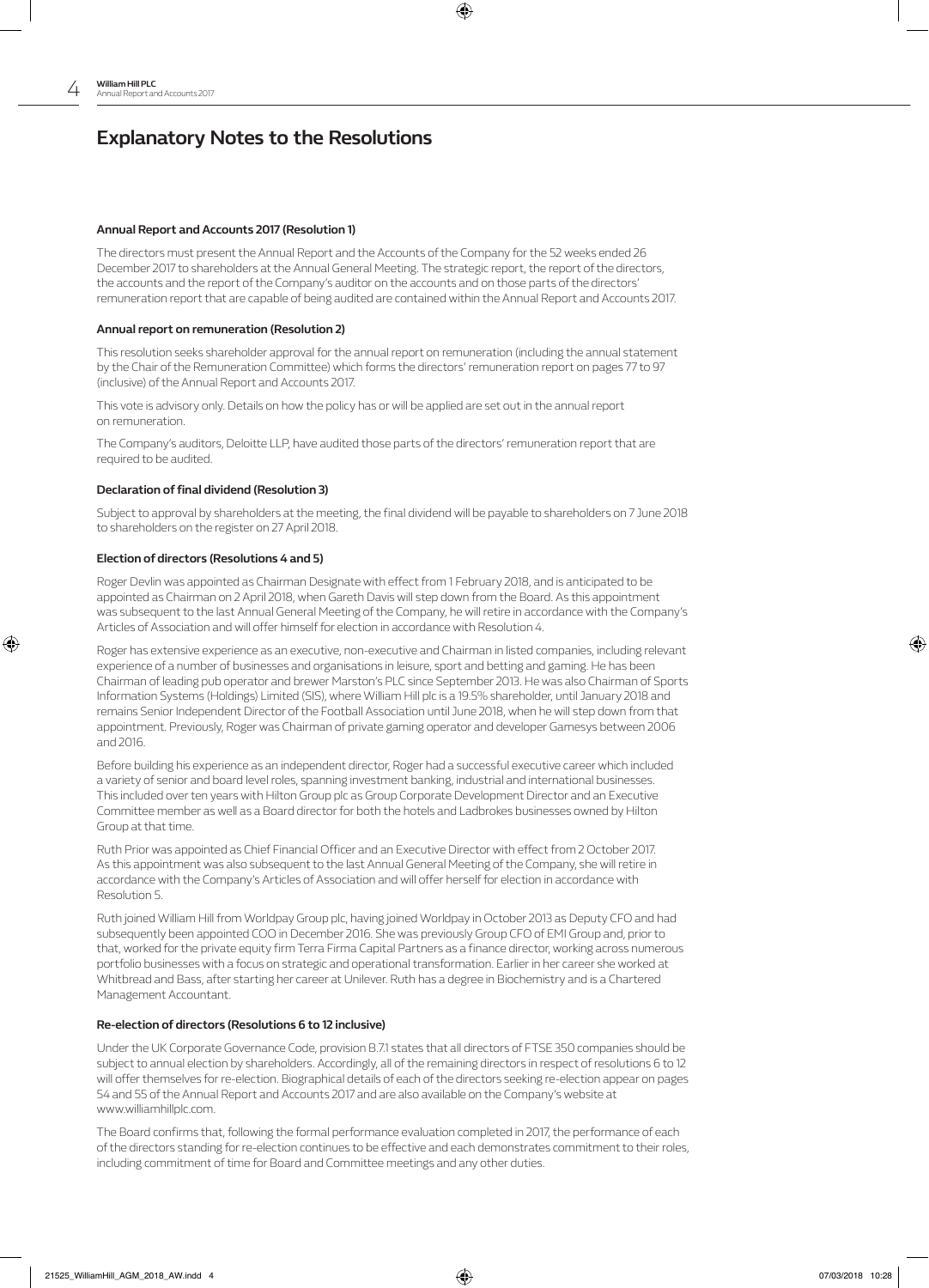# Explanatory Notes to the Resolutions

**Annual Report and Accounts 2017 (Resolution 1)**

The directors must present the Annual Report and the Accounts of the Company for the 52 weeks ended 26 December 2017 to shareholders at the Annual General Meeting. The strategic report, the report of the directors, the accounts and the report of the Company's auditor on the accounts and on those parts of the directors' remuneration report that are capable of being audited are contained within the Annual Report and Accounts 2017.

**Annual report on remuneration (Resolution 2)**

This resolution seeks shareholder approval for the annual report on remuneration (including the annual statement by the Chair of the Remuneration Committee) which forms the directors' remuneration report on pages 77 to 97 (inclusive) of the Annual Report and Accounts 2017.

This vote is advisory only. Details on how the policy has or will be applied are set out in the annual report on remuneration.

The Company's auditors, Deloitte LLP, have audited those parts of the directors' remuneration report that are required to be audited.

**Declaration of final dividend (Resolution 3)**

Subject to approval by shareholders at the meeting, the final dividend will be payable to shareholders on 7 June 2018 to shareholders on the register on 27 April 2018.

**Election of directors (Resolutions 4 and 5)**

Roger Devlin was appointed as Chairman Designate with effect from 1 February 2018, and is anticipated to be appointed as Chairman on 2 April 2018, when Gareth Davis will step down from the Board. As this appointment was subsequent to the last Annual General Meeting of the Company, he will retire in accordance with the Company's Articles of Association and will offer himself for election in accordance with Resolution 4.

Roger has extensive experience as an executive, non-executive and Chairman in listed companies, including relevant experience of a number of businesses and organisations in leisure, sport and betting and gaming. He has been Chairman of leading pub operator and brewer Marston's PLC since September 2013. He was also Chairman of Sports Information Systems (Holdings) Limited (SIS), where William Hill plc is a 19.5% shareholder, until January 2018 and remains Senior Independent Director of the Football Association until June 2018, when he will step down from that appointment. Previously, Roger was Chairman of private gaming operator and developer Gamesys between 2006 and 2016.

Before building his experience as an independent director, Roger had a successful executive career which included a variety of senior and board level roles, spanning investment banking, industrial and international businesses. This included over ten years with Hilton Group plc as Group Corporate Development Director and an Executive Committee member as well as a Board director for both the hotels and Ladbrokes businesses owned by Hilton Group at that time.

Ruth Prior was appointed as Chief Financial Officer and an Executive Director with effect from 2 October 2017. As this appointment was also subsequent to the last Annual General Meeting of the Company, she will retire in accordance with the Company's Articles of Association and will offer herself for election in accordance with Resolution 5.

Ruth joined William Hill from Worldpay Group plc, having joined Worldpay in October 2013 as Deputy CFO and had subsequently been appointed COO in December 2016. She was previously Group CFO of EMI Group and, prior to that, worked for the private equity firm Terra Firma Capital Partners as a finance director, working across numerous portfolio businesses with a focus on strategic and operational transformation. Earlier in her career she worked at Whitbread and Bass, after starting her career at Unilever. Ruth has a degree in Biochemistry and is a Chartered Management Accountant.

**Re-election of directors (Resolutions 6 to 12 inclusive)**

Under the UK Corporate Governance Code, provision B.7.1 states that all directors of FTSE 350 companies should be subject to annual election by shareholders. Accordingly, all of the remaining directors in respect of resolutions 6 to 12 will offer themselves for re-election. Biographical details of each of the directors seeking re-election appear on pages 54 and 55 of the Annual Report and Accounts 2017 and are also available on the Company's website at www.williamhillplc.com.

The Board confirms that, following the formal performance evaluation completed in 2017, the performance of each of the directors standing for re-election continues to be effective and each demonstrates commitment to their roles, including commitment of time for Board and Committee meetings and any other duties.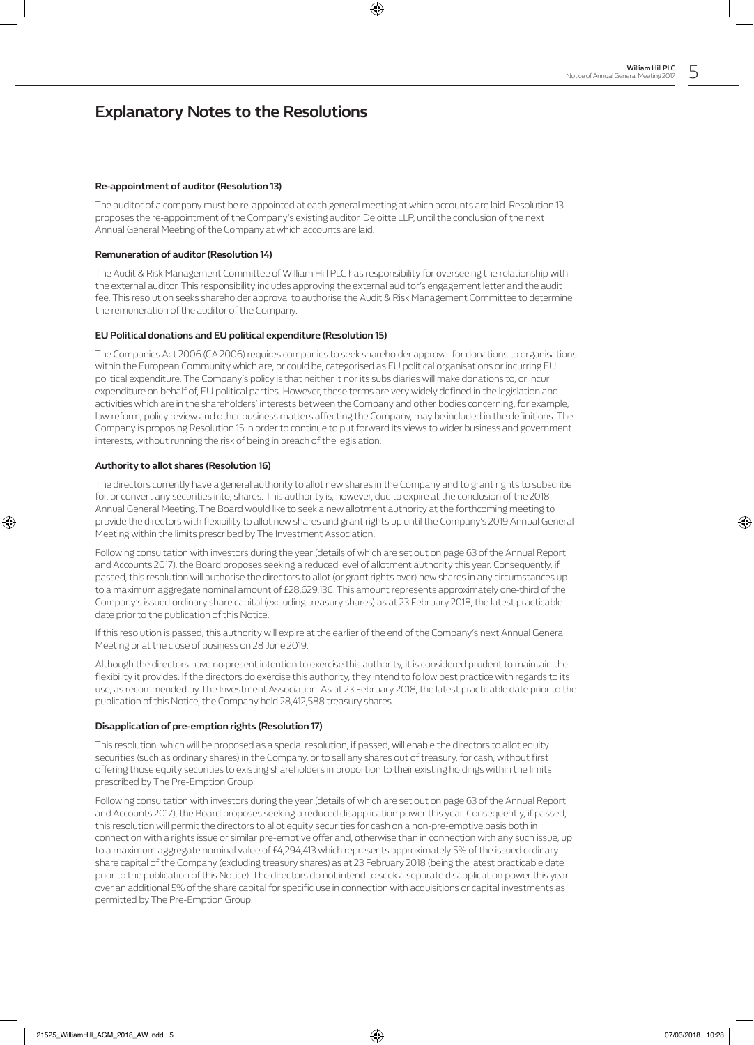## Explanatory Notes to the Resolutions

**Re-appointment of auditor (Resolution 13)**

The auditor of a company must be re-appointed at each general meeting at which accounts are laid. Resolution 13 proposes the re-appointment of the Company's existing auditor, Deloitte LLP, until the conclusion of the next Annual General Meeting of the Company at which accounts are laid.

**Remuneration of auditor (Resolution 14)**

The Audit & Risk Management Committee of William Hill PLC has responsibility for overseeing the relationship with the external auditor. This responsibility includes approving the external auditor's engagement letter and the audit fee. This resolution seeks shareholder approval to authorise the Audit & Risk Management Committee to determine the remuneration of the auditor of the Company.

**EU Political donations and EU political expenditure (Resolution 15)**

The Companies Act 2006 (CA 2006) requires companies to seek shareholder approval for donations to organisations within the European Community which are, or could be, categorised as EU political organisations or incurring EU political expenditure. The Company's policy is that neither it nor its subsidiaries will make donations to, or incur expenditure on behalf of, EU political parties. However, these terms are very widely defined in the legislation and activities which are in the shareholders' interests between the Company and other bodies concerning, for example, law reform, policy review and other business matters affecting the Company, may be included in the definitions. The Company is proposing Resolution 15 in order to continue to put forward its views to wider business and government interests, without running the risk of being in breach of the legislation.

**Authority to allot shares (Resolution 16)**

The directors currently have a general authority to allot new shares in the Company and to grant rights to subscribe for, or convert any securities into, shares. This authority is, however, due to expire at the conclusion of the 2018 Annual General Meeting. The Board would like to seek a new allotment authority at the forthcoming meeting to provide the directors with flexibility to allot new shares and grant rights up until the Company's 2019 Annual General Meeting within the limits prescribed by The Investment Association.

Following consultation with investors during the year (details of which are set out on page 63 of the Annual Report and Accounts 2017), the Board proposes seeking a reduced level of allotment authority this year. Consequently, if passed, this resolution will authorise the directors to allot (or grant rights over) new shares in any circumstances up to a maximum aggregate nominal amount of £28,629,136. This amount represents approximately one-third of the Company's issued ordinary share capital (excluding treasury shares) as at 23 February 2018, the latest practicable date prior to the publication of this Notice.

If this resolution is passed, this authority will expire at the earlier of the end of the Company's next Annual General Meeting or at the close of business on 28 June 2019.

Although the directors have no present intention to exercise this authority, it is considered prudent to maintain the flexibility it provides. If the directors do exercise this authority, they intend to follow best practice with regards to its use, as recommended by The Investment Association. As at 23 February 2018, the latest practicable date prior to the publication of this Notice, the Company held 28,412,588 treasury shares.

**Disapplication of pre-emption rights (Resolution 17)**

This resolution, which will be proposed as a special resolution, if passed, will enable the directors to allot equity securities (such as ordinary shares) in the Company, or to sell any shares out of treasury, for cash, without first offering those equity securities to existing shareholders in proportion to their existing holdings within the limits prescribed by The Pre-Emption Group.

Following consultation with investors during the year (details of which are set out on page 63 of the Annual Report and Accounts 2017), the Board proposes seeking a reduced disapplication power this year. Consequently, if passed, this resolution will permit the directors to allot equity securities for cash on a non-pre-emptive basis both in connection with a rights issue or similar pre-emptive offer and, otherwise than in connection with any such issue, up to a maximum aggregate nominal value of £4,294,413 which represents approximately 5% of the issued ordinary share capital of the Company (excluding treasury shares) as at 23 February 2018 (being the latest practicable date prior to the publication of this Notice). The directors do not intend to seek a separate disapplication power this year over an additional 5% of the share capital for specific use in connection with acquisitions or capital investments as permitted by The Pre-Emption Group.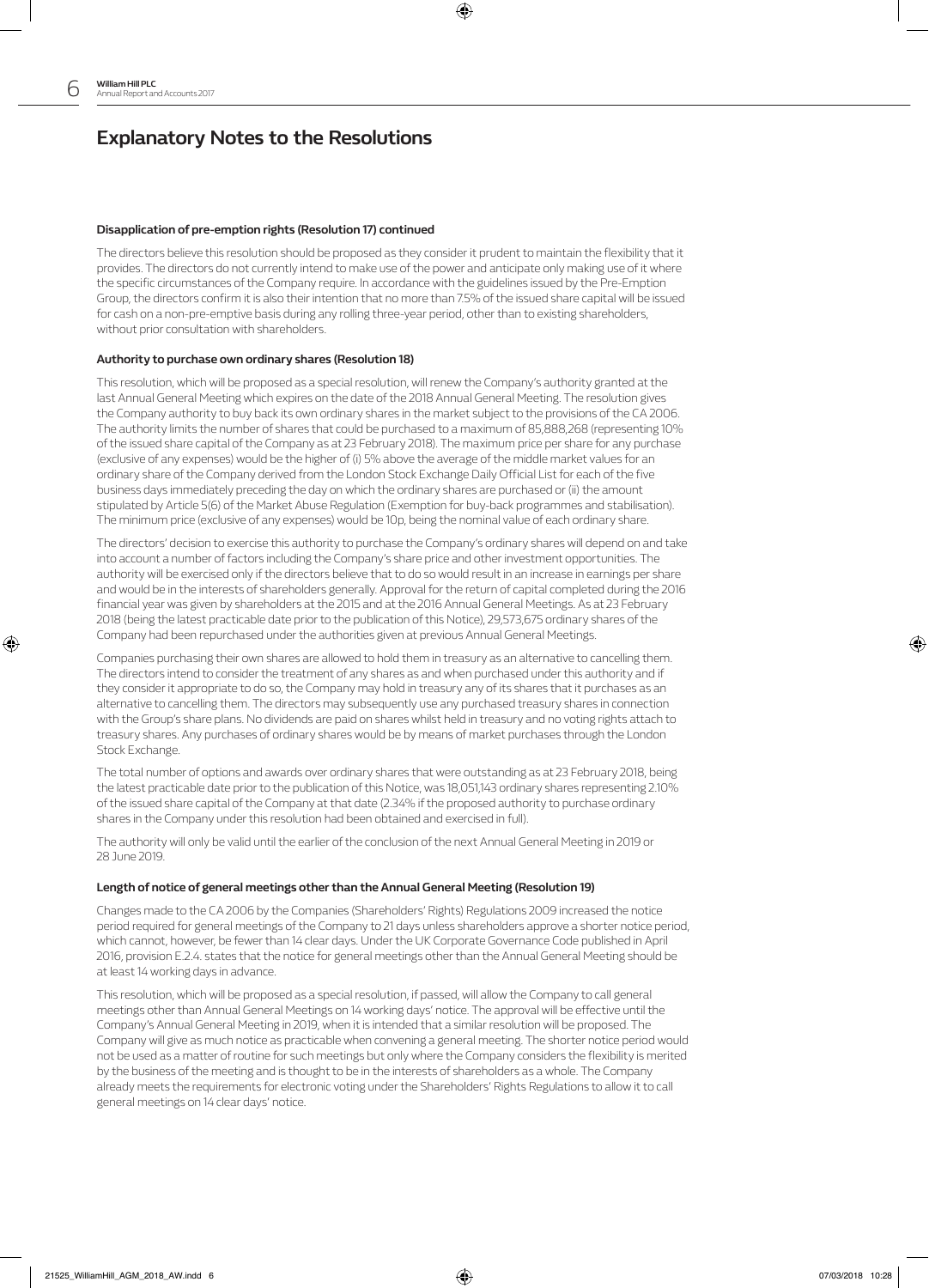## Explanatory Notes to the Resolutions

### Disapplication of pre-emption rights (Resolution 17) continued

The directors believe this resolution should be proposed as they consider it prudent to maintain the flexibility that it provides. The directors do not currently intend to make use of the power and anticipate only making use of it where the specific circumstances of the Company require. In accordance with the guidelines issued by the Pre-Emption Group, the directors confirm it is also their intention that no more than 7.5% of the issued share capital will be issued for cash on a non-pre-emptive basis during any rolling three-year period, other than to existing shareholders, without prior consultation with shareholders.

### Authority to purchase own ordinary shares (Resolution 18)

This resolution, which will be proposed as a special resolution, will renew the Company's authority granted at the last Annual General Meeting which expires on the date of the 2018 Annual General Meeting. The resolution gives the Company authority to buy back its own ordinary shares in the market subject to the provisions of the CA 2006. The authority limits the number of shares that could be purchased to a maximum of 85,888,268 (representing 10% of the issued share capital of the Company as at 23 February 2018). The maximum price per share for any purchase (exclusive of any expenses) would be the higher of (i) 5% above the average of the middle market values for an ordinary share of the Company derived from the London Stock Exchange Daily Official List for each of the five business days immediately preceding the day on which the ordinary shares are purchased or (ii) the amount stipulated by Article 5(6) of the Market Abuse Regulation (Exemption for buy-back programmes and stabilisation). The minimum price (exclusive of any expenses) would be 10p, being the nominal value of each ordinary share.

The directors' decision to exercise this authority to purchase the Company's ordinary shares will depend on and take into account a number of factors including the Company's share price and other investment opportunities. The authority will be exercised only if the directors believe that to do so would result in an increase in earnings per share and would be in the interests of shareholders generally. Approval for the return of capital completed during the 2016 financial year was given by shareholders at the 2015 and at the 2016 Annual General Meetings. As at 23 February 2018 (being the latest practicable date prior to the publication of this Notice), 29,573,675 ordinary shares of the Company had been repurchased under the authorities given at previous Annual General Meetings.

Companies purchasing their own shares are allowed to hold them in treasury as an alternative to cancelling them. The directors intend to consider the treatment of any shares as and when purchased under this authority and if they consider it appropriate to do so, the Company may hold in treasury any of its shares that it purchases as an alternative to cancelling them. The directors may subsequently use any purchased treasury shares in connection with the Group's share plans. No dividends are paid on shares whilst held in treasury and no voting rights attach to treasury shares. Any purchases of ordinary shares would be by means of market purchases through the London Stock Exchange.

The total number of options and awards over ordinary shares that were outstanding as at 23 February 2018, being the latest practicable date prior to the publication of this Notice, was 18,051,143 ordinary shares representing 2.10% of the issued share capital of the Company at that date (2.34% if the proposed authority to purchase ordinary shares in the Company under this resolution had been obtained and exercised in full).

The authority will only be valid until the earlier of the conclusion of the next Annual General Meeting in 2019 or 28 June 2019.

### Length of notice of general meetings other than the Annual General Meeting (Resolution 19)

Changes made to the CA 2006 by the Companies (Shareholders' Rights) Regulations 2009 increased the notice period required for general meetings of the Company to 21 days unless shareholders approve a shorter notice period, which cannot, however, be fewer than 14 clear days. Under the UK Corporate Governance Code published in April 2016, provision E.2.4. states that the notice for general meetings other than the Annual General Meeting should be at least 14 working days in advance.

This resolution, which will be proposed as a special resolution, if passed, will allow the Company to call general meetings other than Annual General Meetings on 14 working days' notice. The approval will be effective until the Company's Annual General Meeting in 2019, when it is intended that a similar resolution will be proposed. The Company will give as much notice as practicable when convening a general meeting. The shorter notice period would not be used as a matter of routine for such meetings but only where the Company considers the flexibility is merited by the business of the meeting and is thought to be in the interests of shareholders as a whole. The Company already meets the requirements for electronic voting under the Shareholders' Rights Regulations to allow it to call general meetings on 14 clear days' notice.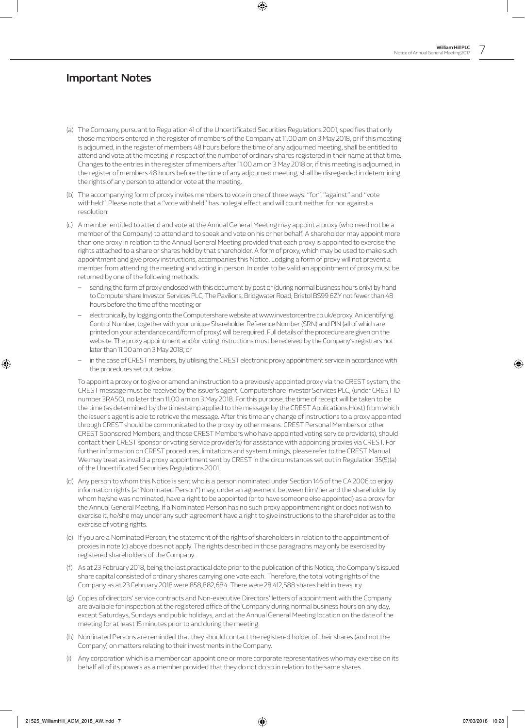# Important Notes

(a) The Company, pursuant to Regulation 41 of the Uncertificated Securities Regulations 2001, specifies that only those members entered in the register of members of the Company at 11.00 am on 3 May 2018, or if this meeting is adjourned, in the register of members 48 hours before the time of any adjourned meeting, shall be entitled to attend and vote at the meeting in respect of the number of ordinary shares registered in their name at that time. Changes to the entries in the register of members after 11.00 am on 3 May 2018 or, if this meeting is adjourned, in the register of members 48 hours before the time of any adjourned meeting, shall be disregarded in determining the rights of any person to attend or vote at the meeting.

(b) The accompanying form of proxy invites members to vote in one of three ways: "for", "against" and "vote withheld". Please note that a "vote withheld" has no legal effect and will count neither for nor against a resolution.

(c) A member entitled to attend and vote at the Annual General Meeting may appoint a proxy (who need not be a member of the Company) to attend and to speak and vote on his or her behalf. A shareholder may appoint more than one proxy in relation to the Annual General Meeting provided that each proxy is appointed to exercise the rights attached to a share or shares held by that shareholder. A form of proxy, which may be used to make such appointment and give proxy instructions, accompanies this Notice. Lodging a form of proxy will not prevent a member from attending the meeting and voting in person. In order to be valid an appointment of proxy must be returned by one of the following methods:

- sending the form of proxy enclosed with this document by post or (during normal business hours only) by hand to Computershare Investor Services PLC, The Pavilions, Bridgwater Road, Bristol BS99 6ZY not fewer than 48 hours before the time of the meeting; or
- electronically, by logging onto the Computershare website at www.investorcentre.co.uk/eproxy. An identifying Control Number, together with your unique Shareholder Reference Number (SRN) and PIN (all of which are printed on your attendance card/form of proxy) will be required. Full details of the procedure are given on the website. The proxy appointment and/or voting instructions must be received by the Company's registrars not later than 11.00 am on 3 May 2018; or
- in the case of CREST members, by utilising the CREST electronic proxy appointment service in accordance with the procedures set out below.

To appoint a proxy or to give or amend an instruction to a previously appointed proxy via the CREST system, the CREST message must be received by the issuer's agent, Computershare Investor Services PLC, (under CREST ID number 3RA50), no later than 11.00 am on 3 May 2018. For this purpose, the time of receipt will be taken to be the time (as determined by the timestamp applied to the message by the CREST Applications Host) from which the issuer's agent is able to retrieve the message. After this time any change of instructions to a proxy appointed through CREST should be communicated to the proxy by other means. CREST Personal Members or other CREST Sponsored Members, and those CREST Members who have appointed voting service provider(s), should contact their CREST sponsor or voting service provider(s) for assistance with appointing proxies via CREST. For further information on CREST procedures, limitations and system timings, please refer to the CREST Manual. We may treat as invalid a proxy appointment sent by CREST in the circumstances set out in Regulation 35(5)(a) of the Uncertificated Securities Regulations 2001.

(d) Any person to whom this Notice is sent who is a person nominated under Section 146 of the CA 2006 to enjoy information rights (a "Nominated Person") may, under an agreement between him/her and the shareholder by whom he/she was nominated, have a right to be appointed (or to have someone else appointed) as a proxy for the Annual General Meeting. If a Nominated Person has no such proxy appointment right or does not wish to exercise it, he/she may under any such agreement have a right to give instructions to the shareholder as to the exercise of voting rights.

(e) If you are a Nominated Person, the statement of the rights of shareholders in relation to the appointment of proxies in note (c) above does not apply. The rights described in those paragraphs may only be exercised by registered shareholders of the Company.

(f) As at 23 February 2018, being the last practical date prior to the publication of this Notice, the Company's issued share capital consisted of ordinary shares carrying one vote each. Therefore, the total voting rights of the Company as at 23 February 2018 were 858,882,684. There were 28,412,588 shares held in treasury.

(g) Copies of directors' service contracts and Non-executive Directors' letters of appointment with the Company are available for inspection at the registered office of the Company during normal business hours on any day, except Saturdays, Sundays and public holidays, and at the Annual General Meeting location on the date of the meeting for at least 15 minutes prior to and during the meeting.

(h) Nominated Persons are reminded that they should contact the registered holder of their shares (and not the Company) on matters relating to their investments in the Company.

(i) Any corporation which is a member can appoint one or more corporate representatives who may exercise on its behalf all of its powers as a member provided that they do not do so in relation to the same shares.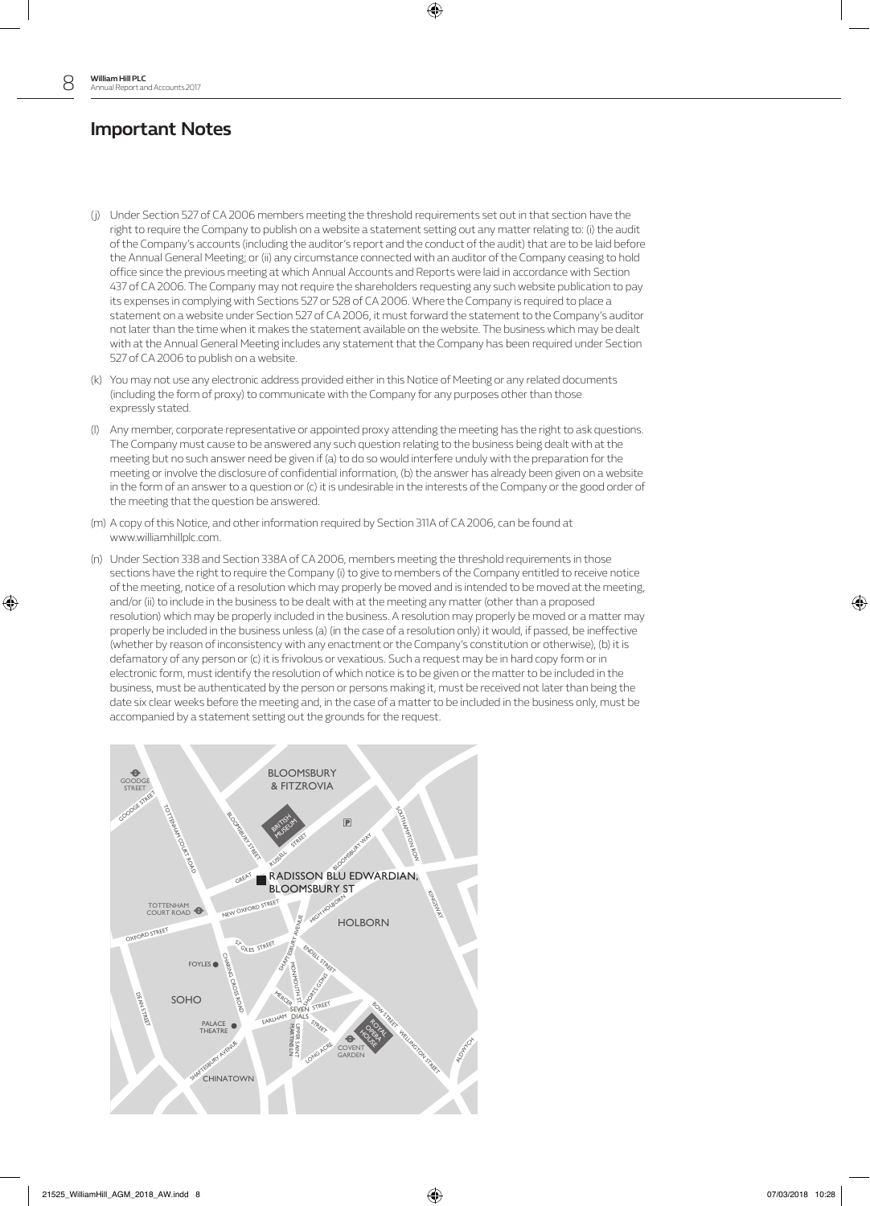## Important Notes

(j) Under Section 527 of CA 2006 members meeting the threshold requirements set out in that section have the right to require the Company to publish on a website a statement setting out any matter relating to: (i) the audit of the Company's accounts (including the auditor's report and the conduct of the audit) that are to be laid before the Annual General Meeting; or (ii) any circumstance connected with an auditor of the Company ceasing to hold office since the previous meeting at which Annual Accounts and Reports were laid in accordance with Section 437 of CA 2006. The Company may not require the shareholders requesting any such website publication to pay its expenses in complying with Sections 527 or 528 of CA 2006. Where the Company is required to place a statement on a website under Section 527 of CA 2006, it must forward the statement to the Company's auditor not later than the time when it makes the statement available on the website. The business which may be dealt with at the Annual General Meeting includes any statement that the Company has been required under Section 527 of CA 2006 to publish on a website.

(k) You may not use any electronic address provided either in this Notice of Meeting or any related documents (including the form of proxy) to communicate with the Company for any purposes other than those expressly stated.

(l) Any member, corporate representative or appointed proxy attending the meeting has the right to ask questions. The Company must cause to be answered any such question relating to the business being dealt with at the meeting but no such answer need be given if (a) to do so would interfere unduly with the preparation for the meeting or involve the disclosure of confidential information, (b) the answer has already been given on a website in the form of an answer to a question or (c) it is undesirable in the interests of the Company or the good order of the meeting that the question be answered.

(m) A copy of this Notice, and other information required by Section 311A of CA 2006, can be found at www.williamhillplc.com.

(n) Under Section 338 and Section 338A of CA 2006, members meeting the threshold requirements in those sections have the right to require the Company (i) to give to members of the Company entitled to receive notice of the meeting, notice of a resolution which may properly be moved and is intended to be moved at the meeting, and/or (ii) to include in the business to be dealt with at the meeting any matter (other than a proposed resolution) which may be properly included in the business. A resolution may properly be moved or a matter may properly be included in the business unless (a) (in the case of a resolution only) it would, if passed, be ineffective (whether by reason of inconsistency with any enactment or the Company's constitution or otherwise), (b) it is defamatory of any person or (c) it is frivolous or vexatious. Such a request may be in hard copy form or in electronic form, must identify the resolution of which notice is to be given or the matter to be included in the business, must be authenticated by the person or persons making it, must be received not later than being the date six clear weeks before the meeting and, in the case of a matter to be included in the business only, must be accompanied by a statement setting out the grounds for the request.

BLOOMSBURY & FITZROVIA
GOODGE STREET
BRITISH MUSEUM
RADISSON BLU EDWARDIAN, BLOOMSBURY ST
TOTTENHAM COURT ROAD
HOLBORN
FOYLES
SOHO
PALACE THEATRE
SEVEN DIALS
COVENT GARDEN
ROYAL OPERA HOUSE
CHINATOWN